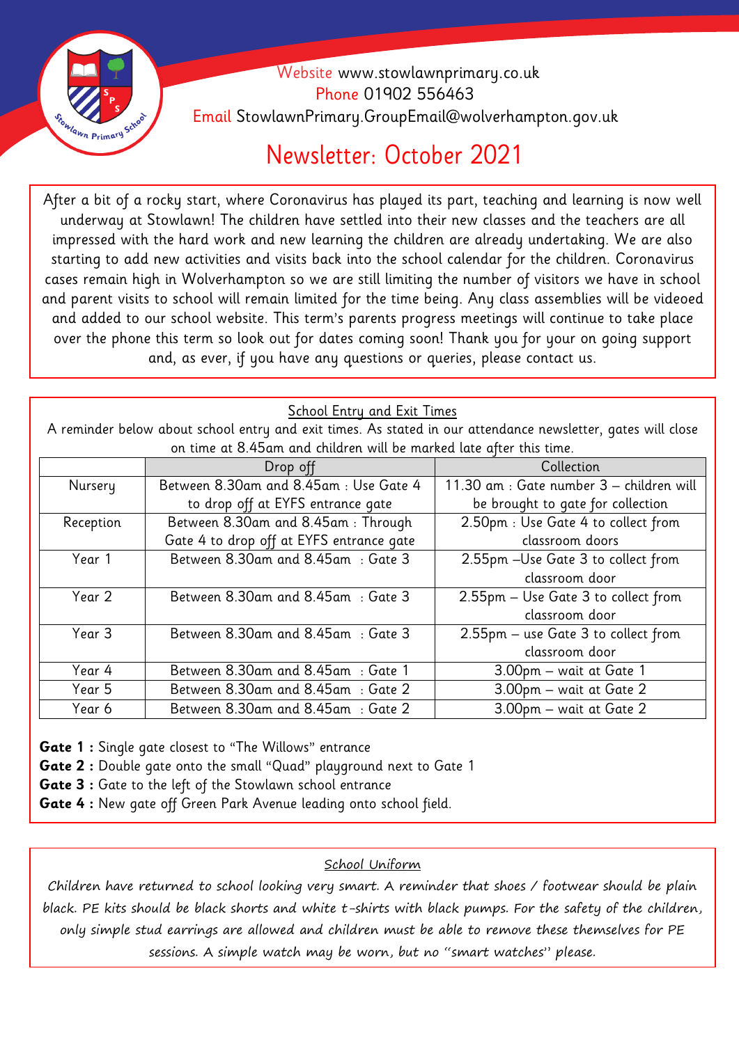Website www.stowlawnprimary.co.uk
Phone 01902 556463
Email StowlawnPrimary.GroupEmail@wolverhampton.gov.uk

# Newsletter: October 2021

After a bit of a rocky start, where Coronavirus has played its part, teaching and learning is now well underway at Stowlawn! The children have settled into their new classes and the teachers are all impressed with the hard work and new learning the children are already undertaking. We are also starting to add new activities and visits back into the school calendar for the children. Coronavirus cases remain high in Wolverhampton so we are still limiting the number of visitors we have in school and parent visits to school will remain limited for the time being. Any class assemblies will be videoed and added to our school website. This term's parents progress meetings will continue to take place over the phone this term so look out for dates coming soon! Thank you for your on going support and, as ever, if you have any questions or queries, please contact us.

## School Entry and Exit Times

A reminder below about school entry and exit times. As stated in our attendance newsletter, gates will close on time at 8.45am and children will be marked late after this time.

| | Drop off | Collection |
|---|---|---|
| Nursery | Between 8.30am and 8.45am : Use Gate 4 to drop off at EYFS entrance gate | 11.30 am : Gate number 3 – children will be brought to gate for collection |
| Reception | Between 8.30am and 8.45am : Through Gate 4 to drop off at EYFS entrance gate | 2.50pm : Use Gate 4 to collect from classroom doors |
| Year 1 | Between 8.30am and 8.45am : Gate 3 | 2.55pm –Use Gate 3 to collect from classroom door |
| Year 2 | Between 8.30am and 8.45am : Gate 3 | 2.55pm – Use Gate 3 to collect from classroom door |
| Year 3 | Between 8.30am and 8.45am : Gate 3 | 2.55pm – use Gate 3 to collect from classroom door |
| Year 4 | Between 8.30am and 8.45am : Gate 1 | 3.00pm – wait at Gate 1 |
| Year 5 | Between 8.30am and 8.45am : Gate 2 | 3.00pm – wait at Gate 2 |
| Year 6 | Between 8.30am and 8.45am : Gate 2 | 3.00pm – wait at Gate 2 |

**Gate 1 :** Single gate closest to "The Willows" entrance
**Gate 2 :** Double gate onto the small "Quad" playground next to Gate 1
**Gate 3 :** Gate to the left of the Stowlawn school entrance
**Gate 4 :** New gate off Green Park Avenue leading onto school field.

## School Uniform

*Children have returned to school looking very smart. A reminder that shoes / footwear should be plain black. PE kits should be black shorts and white t-shirts with black pumps. For the safety of the children, only simple stud earrings are allowed and children must be able to remove these themselves for PE sessions. A simple watch may be worn, but no "smart watches" please.*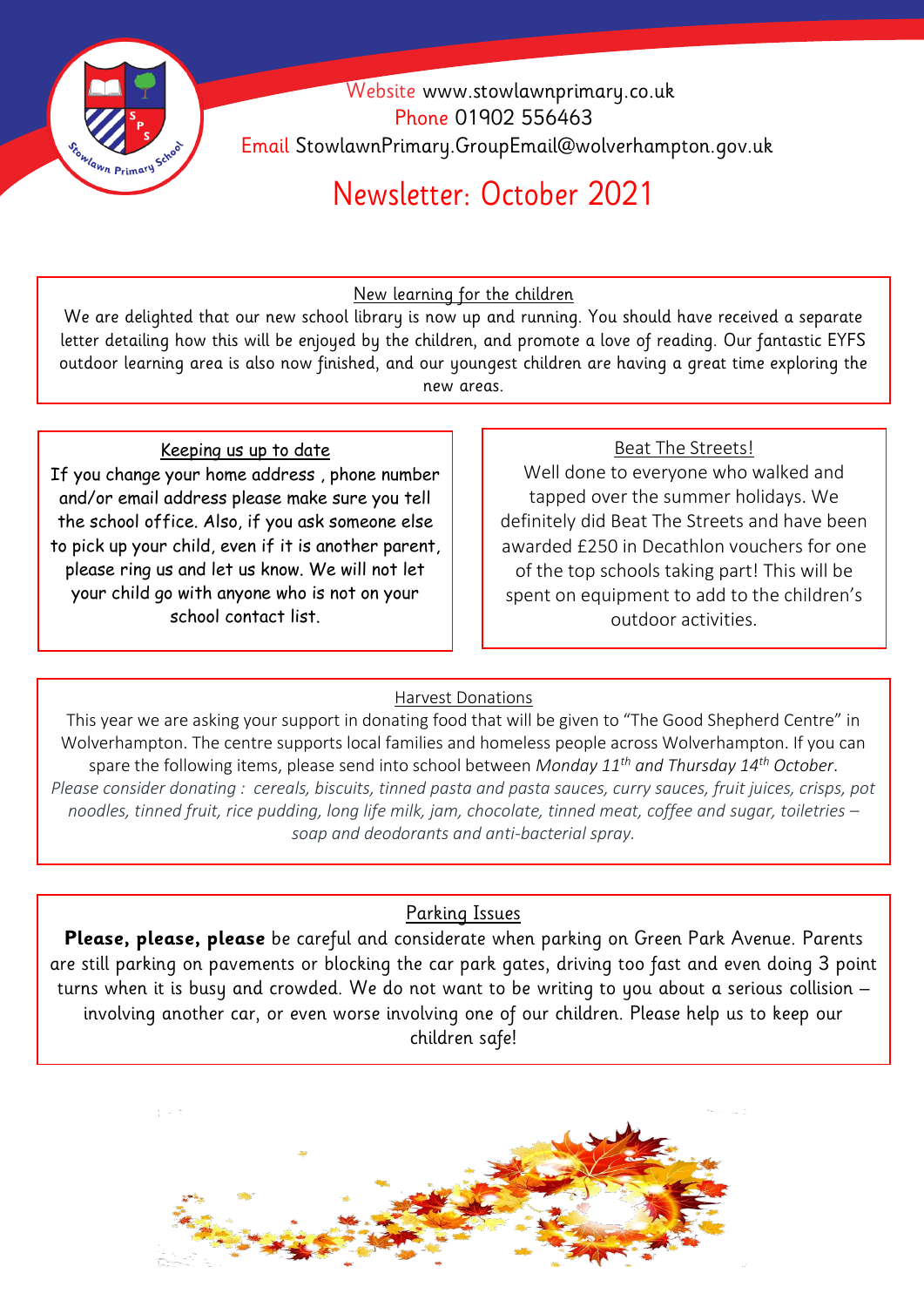Website www.stowlawnprimary.co.uk
Phone 01902 556463
Email StowlawnPrimary.GroupEmail@wolverhampton.gov.uk

# Newsletter: October 2021

## New learning for the children

We are delighted that our new school library is now up and running. You should have received a separate letter detailing how this will be enjoyed by the children, and promote a love of reading. Our fantastic EYFS outdoor learning area is also now finished, and our youngest children are having a great time exploring the new areas.

## Keeping us up to date

If you change your home address , phone number and/or email address please make sure you tell the school office. Also, if you ask someone else to pick up your child, even if it is another parent, please ring us and let us know. We will not let your child go with anyone who is not on your school contact list.

## Beat The Streets!

Well done to everyone who walked and tapped over the summer holidays. We definitely did Beat The Streets and have been awarded £250 in Decathlon vouchers for one of the top schools taking part! This will be spent on equipment to add to the children's outdoor activities.

## Harvest Donations

This year we are asking your support in donating food that will be given to "The Good Shepherd Centre" in Wolverhampton. The centre supports local families and homeless people across Wolverhampton. If you can spare the following items, please send into school between *Monday 11th and Thursday 14th October*.

*Please consider donating : cereals, biscuits, tinned pasta and pasta sauces, curry sauces, fruit juices, crisps, pot noodles, tinned fruit, rice pudding, long life milk, jam, chocolate, tinned meat, coffee and sugar, toiletries – soap and deodorants and anti-bacterial spray.*

## Parking Issues

**Please, please, please** be careful and considerate when parking on Green Park Avenue. Parents are still parking on pavements or blocking the car park gates, driving too fast and even doing 3 point turns when it is busy and crowded. We do not want to be writing to you about a serious collision – involving another car, or even worse involving one of our children. Please help us to keep our children safe!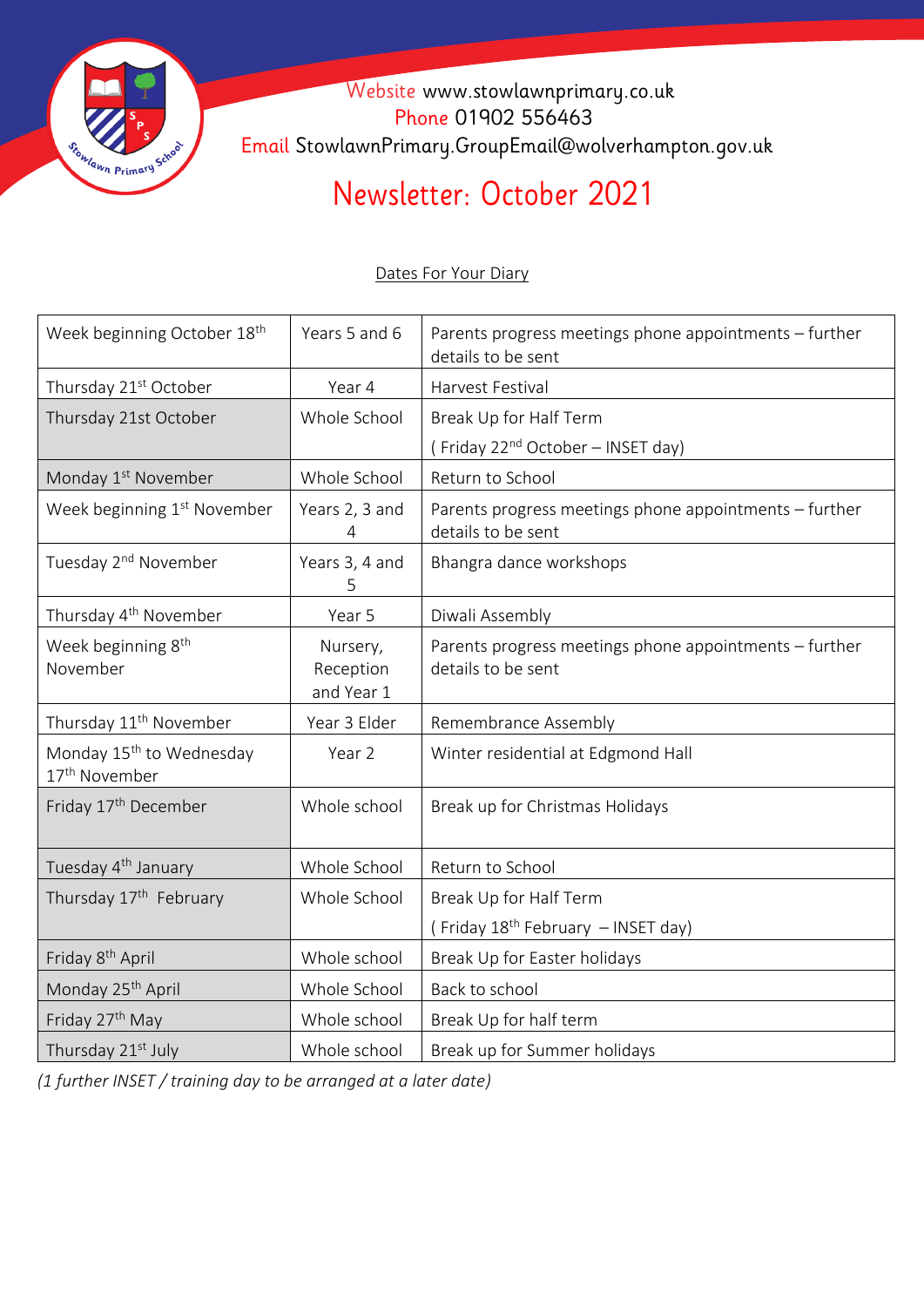Website www.stowlawnprimary.co.uk
Phone 01902 556463
Email StowlawnPrimary.GroupEmail@wolverhampton.gov.uk

# Newsletter: October 2021

Dates For Your Diary

| | | |
|---|---|---|
| Week beginning October 18th | Years 5 and 6 | Parents progress meetings phone appointments – further details to be sent |
| Thursday 21st October | Year 4 | Harvest Festival |
| Thursday 21st October | Whole School | Break Up for Half Term ( Friday 22nd October – INSET day) |
| Monday 1st November | Whole School | Return to School |
| Week beginning 1st November | Years 2, 3 and 4 | Parents progress meetings phone appointments – further details to be sent |
| Tuesday 2nd November | Years 3, 4 and 5 | Bhangra dance workshops |
| Thursday 4th November | Year 5 | Diwali Assembly |
| Week beginning 8th November | Nursery, Reception and Year 1 | Parents progress meetings phone appointments – further details to be sent |
| Thursday 11th November | Year 3 Elder | Remembrance Assembly |
| Monday 15th to Wednesday 17th November | Year 2 | Winter residential at Edgmond Hall |
| Friday 17th December | Whole school | Break up for Christmas Holidays |
| Tuesday 4th January | Whole School | Return to School |
| Thursday 17th February | Whole School | Break Up for Half Term ( Friday 18th February – INSET day) |
| Friday 8th April | Whole school | Break Up for Easter holidays |
| Monday 25th April | Whole School | Back to school |
| Friday 27th May | Whole school | Break Up for half term |
| Thursday 21st July | Whole school | Break up for Summer holidays |

*(1 further INSET / training day to be arranged at a later date)*